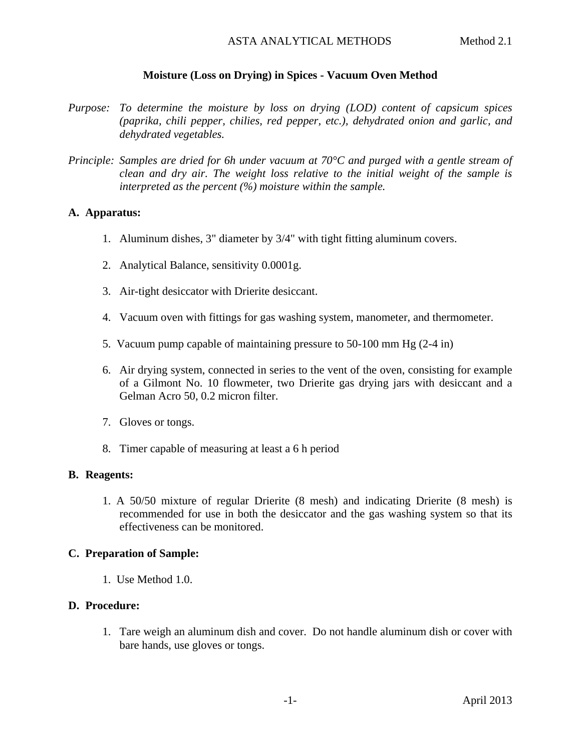# Moisture (Loss on Drying) in Spices - Vacuum Oven Method

*Purpose: To determine the moisture by loss on drying (LOD) content of capsicum spices (paprika, chili pepper, chilies, red pepper, etc.), dehydrated onion and garlic, and dehydrated vegetables.*

*Principle: Samples are dried for 6h under vacuum at 70°C and purged with a gentle stream of clean and dry air. The weight loss relative to the initial weight of the sample is interpreted as the percent (%) moisture within the sample.*

## A. Apparatus:

1. Aluminum dishes, 3" diameter by 3/4" with tight fitting aluminum covers.
2. Analytical Balance, sensitivity 0.0001g.
3. Air-tight desiccator with Drierite desiccant.
4. Vacuum oven with fittings for gas washing system, manometer, and thermometer.
5. Vacuum pump capable of maintaining pressure to 50-100 mm Hg (2-4 in)
6. Air drying system, connected in series to the vent of the oven, consisting for example of a Gilmont No. 10 flowmeter, two Drierite gas drying jars with desiccant and a Gelman Acro 50, 0.2 micron filter.
7. Gloves or tongs.
8. Timer capable of measuring at least a 6 h period

## B. Reagents:

1. A 50/50 mixture of regular Drierite (8 mesh) and indicating Drierite (8 mesh) is recommended for use in both the desiccator and the gas washing system so that its effectiveness can be monitored.

## C. Preparation of Sample:

1. Use Method 1.0.

## D. Procedure:

1. Tare weigh an aluminum dish and cover. Do not handle aluminum dish or cover with bare hands, use gloves or tongs.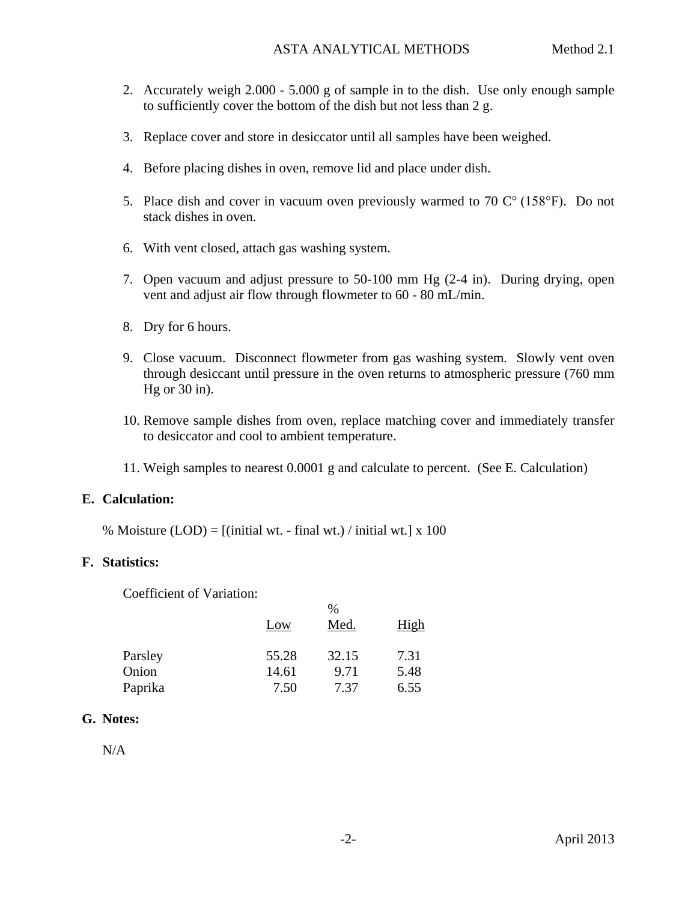2. Accurately weigh 2.000 - 5.000 g of sample in to the dish. Use only enough sample to sufficiently cover the bottom of the dish but not less than 2 g.

3. Replace cover and store in desiccator until all samples have been weighed.

4. Before placing dishes in oven, remove lid and place under dish.

5. Place dish and cover in vacuum oven previously warmed to 70 C° (158°F). Do not stack dishes in oven.

6. With vent closed, attach gas washing system.

7. Open vacuum and adjust pressure to 50-100 mm Hg (2-4 in). During drying, open vent and adjust air flow through flowmeter to 60 - 80 mL/min.

8. Dry for 6 hours.

9. Close vacuum. Disconnect flowmeter from gas washing system. Slowly vent oven through desiccant until pressure in the oven returns to atmospheric pressure (760 mm Hg or 30 in).

10. Remove sample dishes from oven, replace matching cover and immediately transfer to desiccator and cool to ambient temperature.

11. Weigh samples to nearest 0.0001 g and calculate to percent. (See E. Calculation)

## E. Calculation:

% Moisture (LOD) = [(initial wt. - final wt.) / initial wt.] x 100

## F. Statistics:

Coefficient of Variation:

| | Low | % Med. | High |
|---|---|---|---|
| Parsley | 55.28 | 32.15 | 7.31 |
| Onion | 14.61 | 9.71 | 5.48 |
| Paprika | 7.50 | 7.37 | 6.55 |

## G. Notes:

N/A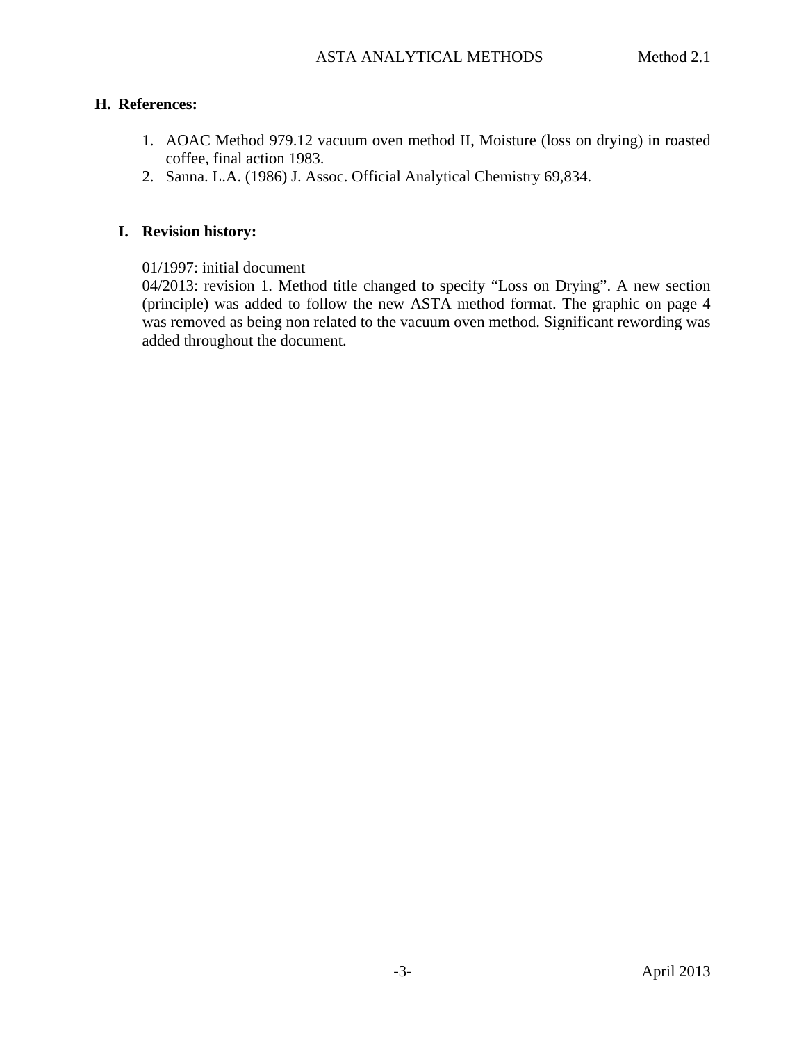## H. References:

1. AOAC Method 979.12 vacuum oven method II, Moisture (loss on drying) in roasted coffee, final action 1983.
2. Sanna. L.A. (1986) J. Assoc. Official Analytical Chemistry 69,834.

## I. Revision history:

01/1997: initial document
04/2013: revision 1. Method title changed to specify "Loss on Drying". A new section (principle) was added to follow the new ASTA method format. The graphic on page 4 was removed as being non related to the vacuum oven method. Significant rewording was added throughout the document.